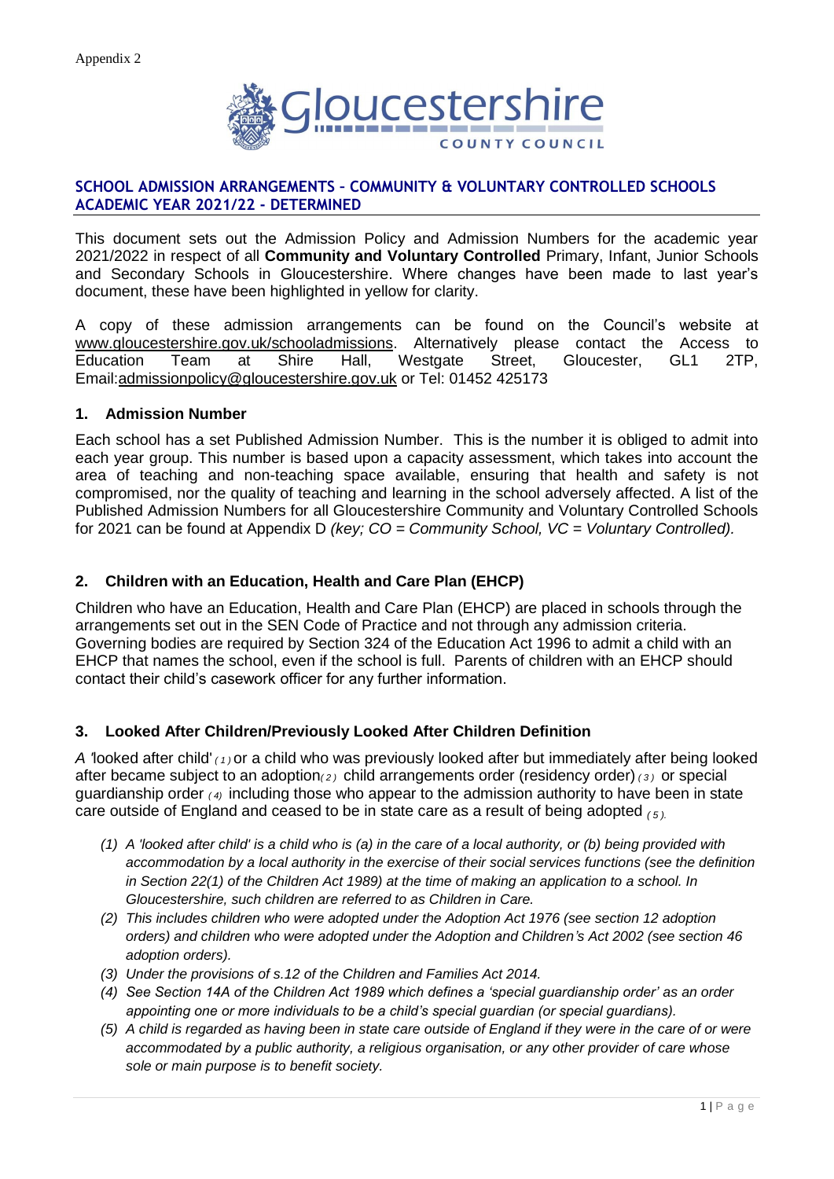Appendix 2

Gloucestershire COUNTY COUNCIL

## SCHOOL ADMISSION ARRANGEMENTS – COMMUNITY & VOLUNTARY CONTROLLED SCHOOLS ACADEMIC YEAR 2021/22 - DETERMINED

This document sets out the Admission Policy and Admission Numbers for the academic year 2021/2022 in respect of all **Community and Voluntary Controlled** Primary, Infant, Junior Schools and Secondary Schools in Gloucestershire. Where changes have been made to last year's document, these have been highlighted in yellow for clarity.

A copy of these admission arrangements can be found on the Council's website at www.gloucestershire.gov.uk/schooladmissions. Alternatively please contact the Access to Education Team at Shire Hall, Westgate Street, Gloucester, GL1 2TP, Email:admissionpolicy@gloucestershire.gov.uk or Tel: 01452 425173

### 1. Admission Number

Each school has a set Published Admission Number. This is the number it is obliged to admit into each year group. This number is based upon a capacity assessment, which takes into account the area of teaching and non-teaching space available, ensuring that health and safety is not compromised, nor the quality of teaching and learning in the school adversely affected. A list of the Published Admission Numbers for all Gloucestershire Community and Voluntary Controlled Schools for 2021 can be found at Appendix D *(key; CO = Community School, VC = Voluntary Controlled).*

### 2. Children with an Education, Health and Care Plan (EHCP)

Children who have an Education, Health and Care Plan (EHCP) are placed in schools through the arrangements set out in the SEN Code of Practice and not through any admission criteria. Governing bodies are required by Section 324 of the Education Act 1996 to admit a child with an EHCP that names the school, even if the school is full. Parents of children with an EHCP should contact their child's casework officer for any further information.

### 3. Looked After Children/Previously Looked After Children Definition

*A* 'looked after child' *(1)* or a child who was previously looked after but immediately after being looked after became subject to an adoption*(2)* child arrangements order (residency order) *(3)* or special guardianship order *(4)* including those who appear to the admission authority to have been in state care outside of England and ceased to be in state care as a result of being adopted *(5).*

- *(1) A 'looked after child' is a child who is (a) in the care of a local authority, or (b) being provided with accommodation by a local authority in the exercise of their social services functions (see the definition in Section 22(1) of the Children Act 1989) at the time of making an application to a school. In Gloucestershire, such children are referred to as Children in Care.*
- *(2) This includes children who were adopted under the Adoption Act 1976 (see section 12 adoption orders) and children who were adopted under the Adoption and Children's Act 2002 (see section 46 adoption orders).*
- *(3) Under the provisions of s.12 of the Children and Families Act 2014.*
- *(4) See Section 14A of the Children Act 1989 which defines a 'special guardianship order' as an order appointing one or more individuals to be a child's special guardian (or special guardians).*
- *(5) A child is regarded as having been in state care outside of England if they were in the care of or were accommodated by a public authority, a religious organisation, or any other provider of care whose sole or main purpose is to benefit society.*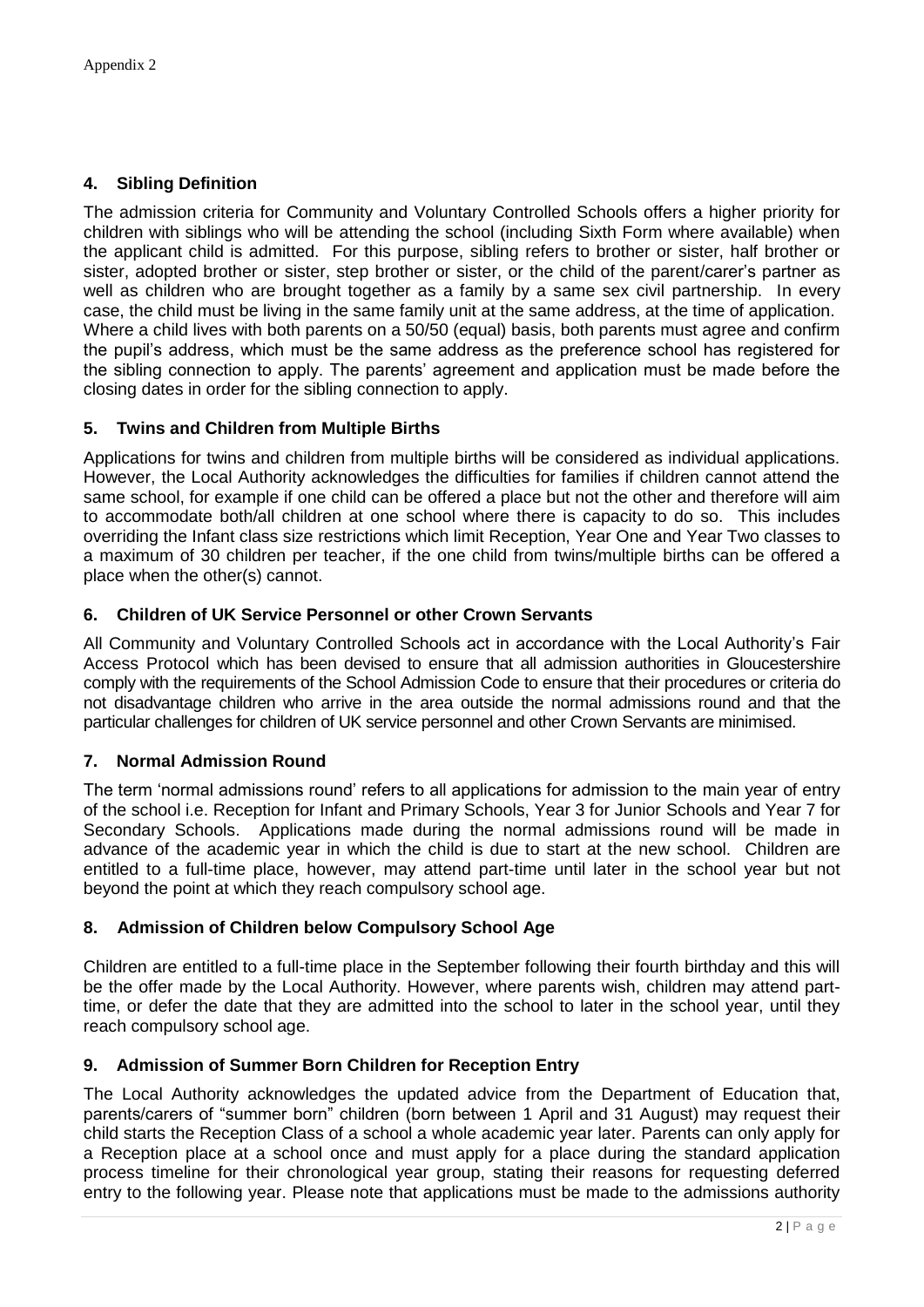Appendix 2

## 4. Sibling Definition

The admission criteria for Community and Voluntary Controlled Schools offers a higher priority for children with siblings who will be attending the school (including Sixth Form where available) when the applicant child is admitted. For this purpose, sibling refers to brother or sister, half brother or sister, adopted brother or sister, step brother or sister, or the child of the parent/carer's partner as well as children who are brought together as a family by a same sex civil partnership. In every case, the child must be living in the same family unit at the same address, at the time of application. Where a child lives with both parents on a 50/50 (equal) basis, both parents must agree and confirm the pupil's address, which must be the same address as the preference school has registered for the sibling connection to apply. The parents' agreement and application must be made before the closing dates in order for the sibling connection to apply.

## 5. Twins and Children from Multiple Births

Applications for twins and children from multiple births will be considered as individual applications. However, the Local Authority acknowledges the difficulties for families if children cannot attend the same school, for example if one child can be offered a place but not the other and therefore will aim to accommodate both/all children at one school where there is capacity to do so. This includes overriding the Infant class size restrictions which limit Reception, Year One and Year Two classes to a maximum of 30 children per teacher, if the one child from twins/multiple births can be offered a place when the other(s) cannot.

## 6. Children of UK Service Personnel or other Crown Servants

All Community and Voluntary Controlled Schools act in accordance with the Local Authority's Fair Access Protocol which has been devised to ensure that all admission authorities in Gloucestershire comply with the requirements of the School Admission Code to ensure that their procedures or criteria do not disadvantage children who arrive in the area outside the normal admissions round and that the particular challenges for children of UK service personnel and other Crown Servants are minimised.

## 7. Normal Admission Round

The term 'normal admissions round' refers to all applications for admission to the main year of entry of the school i.e. Reception for Infant and Primary Schools, Year 3 for Junior Schools and Year 7 for Secondary Schools. Applications made during the normal admissions round will be made in advance of the academic year in which the child is due to start at the new school. Children are entitled to a full-time place, however, may attend part-time until later in the school year but not beyond the point at which they reach compulsory school age.

## 8. Admission of Children below Compulsory School Age

Children are entitled to a full-time place in the September following their fourth birthday and this will be the offer made by the Local Authority. However, where parents wish, children may attend part-time, or defer the date that they are admitted into the school to later in the school year, until they reach compulsory school age.

## 9. Admission of Summer Born Children for Reception Entry

The Local Authority acknowledges the updated advice from the Department of Education that, parents/carers of "summer born" children (born between 1 April and 31 August) may request their child starts the Reception Class of a school a whole academic year later. Parents can only apply for a Reception place at a school once and must apply for a place during the standard application process timeline for their chronological year group, stating their reasons for requesting deferred entry to the following year. Please note that applications must be made to the admissions authority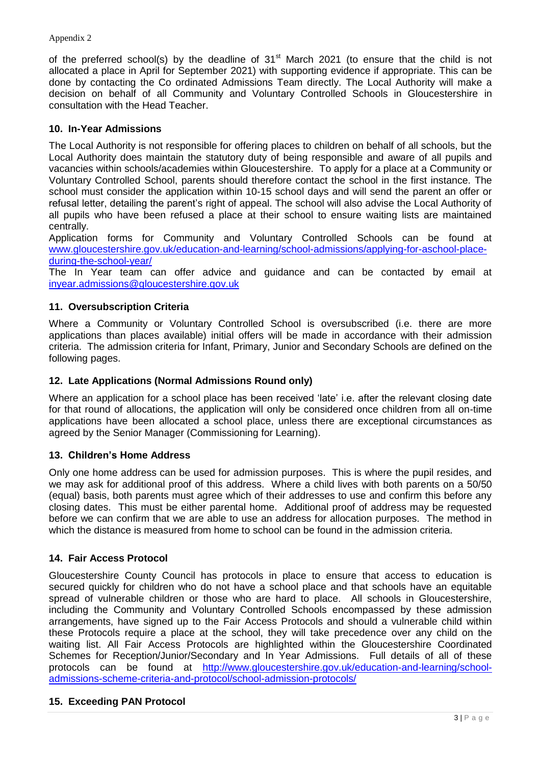of the preferred school(s) by the deadline of 31st March 2021 (to ensure that the child is not allocated a place in April for September 2021) with supporting evidence if appropriate. This can be done by contacting the Co ordinated Admissions Team directly. The Local Authority will make a decision on behalf of all Community and Voluntary Controlled Schools in Gloucestershire in consultation with the Head Teacher.

## 10. In-Year Admissions

The Local Authority is not responsible for offering places to children on behalf of all schools, but the Local Authority does maintain the statutory duty of being responsible and aware of all pupils and vacancies within schools/academies within Gloucestershire. To apply for a place at a Community or Voluntary Controlled School, parents should therefore contact the school in the first instance. The school must consider the application within 10-15 school days and will send the parent an offer or refusal letter, detailing the parent's right of appeal. The school will also advise the Local Authority of all pupils who have been refused a place at their school to ensure waiting lists are maintained centrally.

Application forms for Community and Voluntary Controlled Schools can be found at www.gloucestershire.gov.uk/education-and-learning/school-admissions/applying-for-aschool-place-during-the-school-year/

The In Year team can offer advice and guidance and can be contacted by email at inyear.admissions@gloucestershire.gov.uk

## 11. Oversubscription Criteria

Where a Community or Voluntary Controlled School is oversubscribed (i.e. there are more applications than places available) initial offers will be made in accordance with their admission criteria. The admission criteria for Infant, Primary, Junior and Secondary Schools are defined on the following pages.

## 12. Late Applications (Normal Admissions Round only)

Where an application for a school place has been received 'late' i.e. after the relevant closing date for that round of allocations, the application will only be considered once children from all on-time applications have been allocated a school place, unless there are exceptional circumstances as agreed by the Senior Manager (Commissioning for Learning).

## 13. Children's Home Address

Only one home address can be used for admission purposes. This is where the pupil resides, and we may ask for additional proof of this address. Where a child lives with both parents on a 50/50 (equal) basis, both parents must agree which of their addresses to use and confirm this before any closing dates. This must be either parental home. Additional proof of address may be requested before we can confirm that we are able to use an address for allocation purposes. The method in which the distance is measured from home to school can be found in the admission criteria.

## 14. Fair Access Protocol

Gloucestershire County Council has protocols in place to ensure that access to education is secured quickly for children who do not have a school place and that schools have an equitable spread of vulnerable children or those who are hard to place. All schools in Gloucestershire, including the Community and Voluntary Controlled Schools encompassed by these admission arrangements, have signed up to the Fair Access Protocols and should a vulnerable child within these Protocols require a place at the school, they will take precedence over any child on the waiting list. All Fair Access Protocols are highlighted within the Gloucestershire Coordinated Schemes for Reception/Junior/Secondary and In Year Admissions. Full details of all of these protocols can be found at http://www.gloucestershire.gov.uk/education-and-learning/school-admissions-scheme-criteria-and-protocol/school-admission-protocols/

## 15. Exceeding PAN Protocol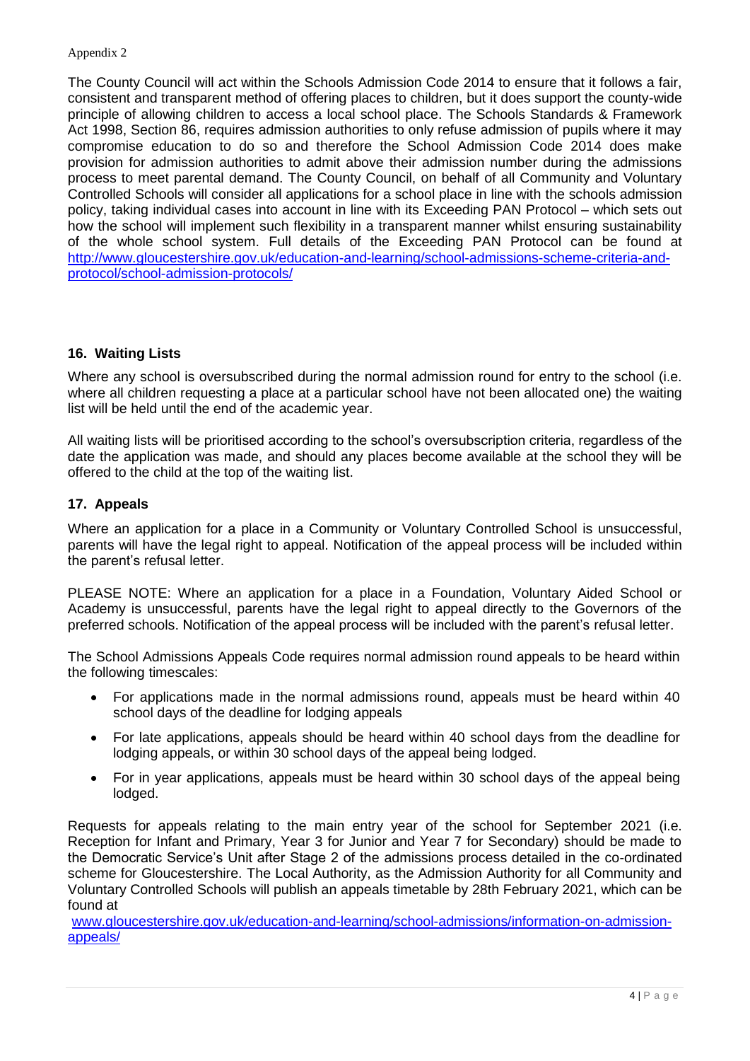Appendix 2

The County Council will act within the Schools Admission Code 2014 to ensure that it follows a fair, consistent and transparent method of offering places to children, but it does support the county-wide principle of allowing children to access a local school place. The Schools Standards & Framework Act 1998, Section 86, requires admission authorities to only refuse admission of pupils where it may compromise education to do so and therefore the School Admission Code 2014 does make provision for admission authorities to admit above their admission number during the admissions process to meet parental demand. The County Council, on behalf of all Community and Voluntary Controlled Schools will consider all applications for a school place in line with the schools admission policy, taking individual cases into account in line with its Exceeding PAN Protocol – which sets out how the school will implement such flexibility in a transparent manner whilst ensuring sustainability of the whole school system. Full details of the Exceeding PAN Protocol can be found at [http://www.gloucestershire.gov.uk/education-and-learning/school-admissions-scheme-criteria-and-protocol/school-admission-protocols/](http://www.gloucestershire.gov.uk/education-and-learning/school-admissions-scheme-criteria-and-protocol/school-admission-protocols/)

## 16. Waiting Lists

Where any school is oversubscribed during the normal admission round for entry to the school (i.e. where all children requesting a place at a particular school have not been allocated one) the waiting list will be held until the end of the academic year.

All waiting lists will be prioritised according to the school's oversubscription criteria, regardless of the date the application was made, and should any places become available at the school they will be offered to the child at the top of the waiting list.

## 17. Appeals

Where an application for a place in a Community or Voluntary Controlled School is unsuccessful, parents will have the legal right to appeal. Notification of the appeal process will be included within the parent's refusal letter.

PLEASE NOTE: Where an application for a place in a Foundation, Voluntary Aided School or Academy is unsuccessful, parents have the legal right to appeal directly to the Governors of the preferred schools. Notification of the appeal process will be included with the parent's refusal letter.

The School Admissions Appeals Code requires normal admission round appeals to be heard within the following timescales:

- For applications made in the normal admissions round, appeals must be heard within 40 school days of the deadline for lodging appeals
- For late applications, appeals should be heard within 40 school days from the deadline for lodging appeals, or within 30 school days of the appeal being lodged.
- For in year applications, appeals must be heard within 30 school days of the appeal being lodged.

Requests for appeals relating to the main entry year of the school for September 2021 (i.e. Reception for Infant and Primary, Year 3 for Junior and Year 7 for Secondary) should be made to the Democratic Service's Unit after Stage 2 of the admissions process detailed in the co-ordinated scheme for Gloucestershire. The Local Authority, as the Admission Authority for all Community and Voluntary Controlled Schools will publish an appeals timetable by 28th February 2021, which can be found at

[www.gloucestershire.gov.uk/education-and-learning/school-admissions/information-on-admission-appeals/](http://www.gloucestershire.gov.uk/education-and-learning/school-admissions/information-on-admission-appeals/)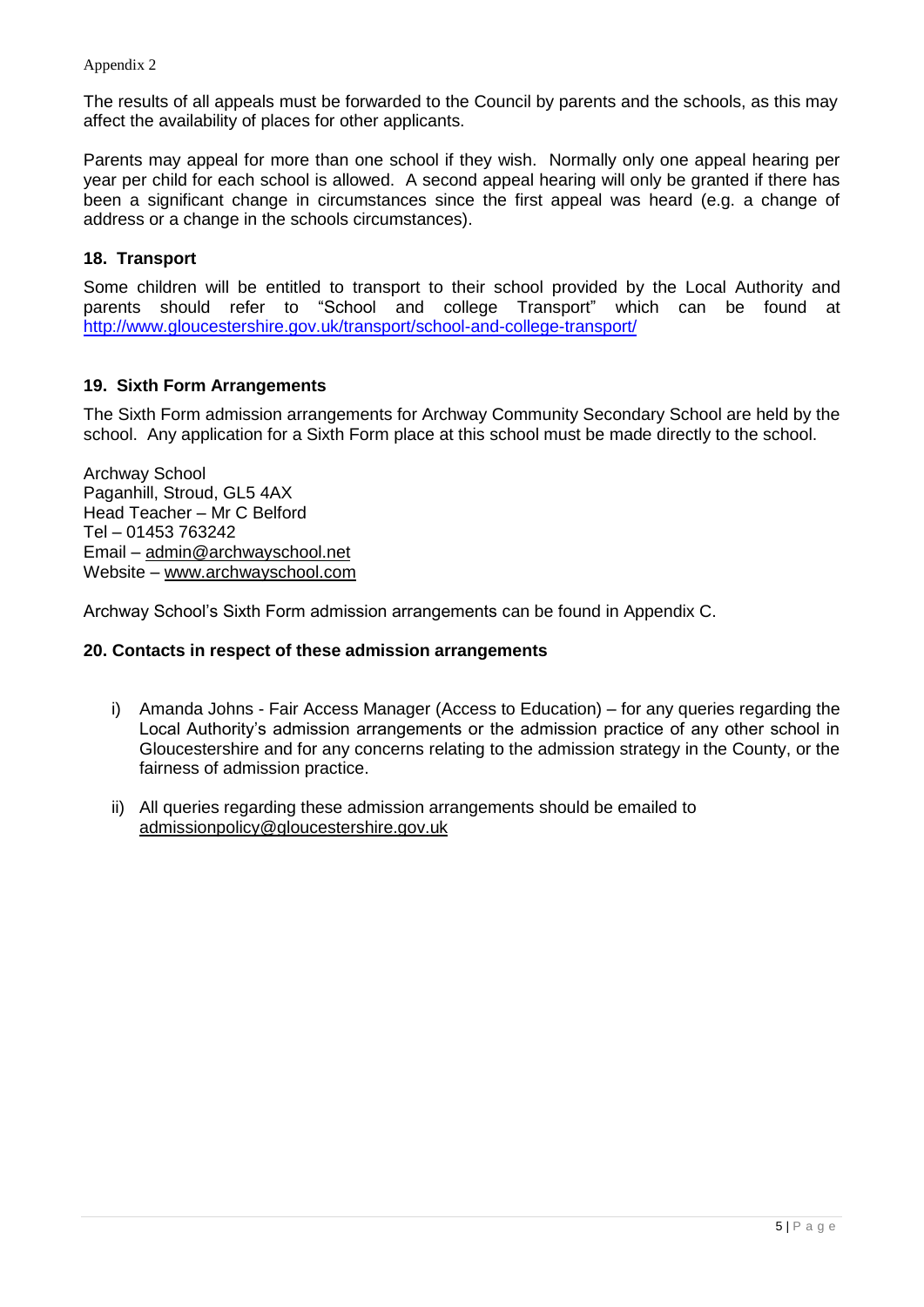The results of all appeals must be forwarded to the Council by parents and the schools, as this may affect the availability of places for other applicants.

Parents may appeal for more than one school if they wish. Normally only one appeal hearing per year per child for each school is allowed. A second appeal hearing will only be granted if there has been a significant change in circumstances since the first appeal was heard (e.g. a change of address or a change in the schools circumstances).

## 18. Transport

Some children will be entitled to transport to their school provided by the Local Authority and parents should refer to "School and college Transport" which can be found at http://www.gloucestershire.gov.uk/transport/school-and-college-transport/

## 19. Sixth Form Arrangements

The Sixth Form admission arrangements for Archway Community Secondary School are held by the school. Any application for a Sixth Form place at this school must be made directly to the school.

Archway School
Paganhill, Stroud, GL5 4AX
Head Teacher – Mr C Belford
Tel – 01453 763242
Email – admin@archwayschool.net
Website – www.archwayschool.com

Archway School's Sixth Form admission arrangements can be found in Appendix C.

## 20. Contacts in respect of these admission arrangements

i) Amanda Johns - Fair Access Manager (Access to Education) – for any queries regarding the Local Authority's admission arrangements or the admission practice of any other school in Gloucestershire and for any concerns relating to the admission strategy in the County, or the fairness of admission practice.

ii) All queries regarding these admission arrangements should be emailed to admissionpolicy@gloucestershire.gov.uk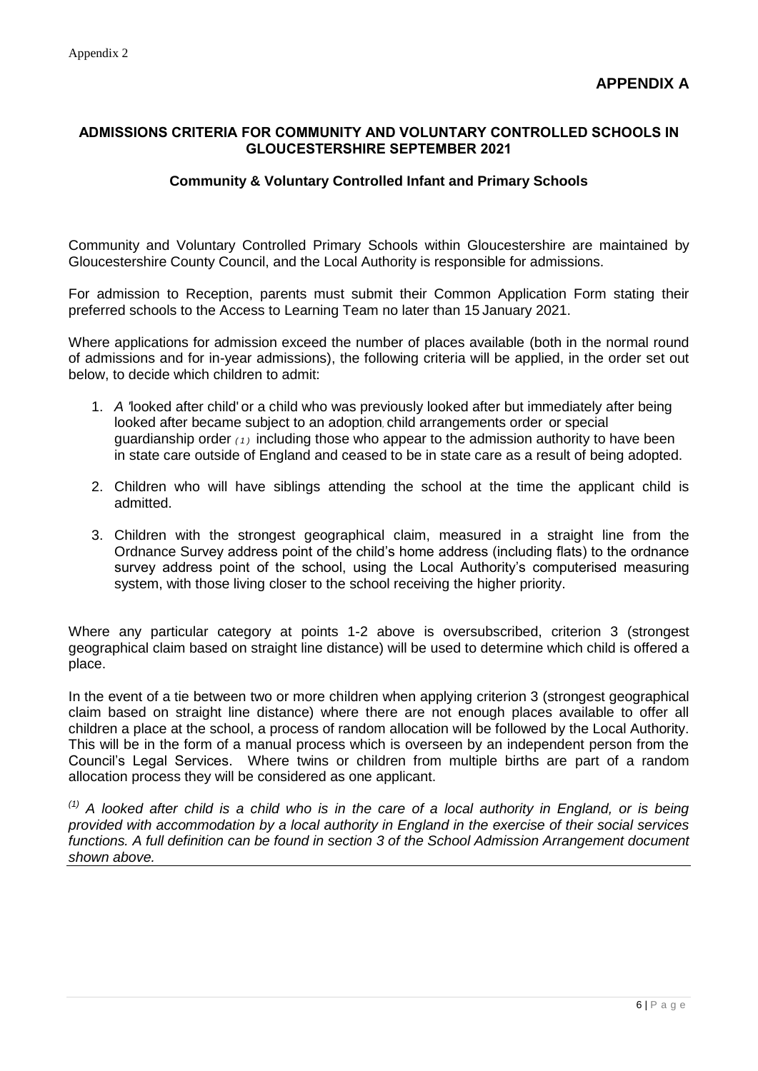Appendix 2

## APPENDIX A

### ADMISSIONS CRITERIA FOR COMMUNITY AND VOLUNTARY CONTROLLED SCHOOLS IN GLOUCESTERSHIRE SEPTEMBER 2021

#### Community & Voluntary Controlled Infant and Primary Schools

Community and Voluntary Controlled Primary Schools within Gloucestershire are maintained by Gloucestershire County Council, and the Local Authority is responsible for admissions.

For admission to Reception, parents must submit their Common Application Form stating their preferred schools to the Access to Learning Team no later than 15 January 2021.

Where applications for admission exceed the number of places available (both in the normal round of admissions and for in-year admissions), the following criteria will be applied, in the order set out below, to decide which children to admit:

1. *A* 'looked after child' or a child who was previously looked after but immediately after being looked after became subject to an adoption, child arrangements order or special guardianship order *(1)* including those who appear to the admission authority to have been in state care outside of England and ceased to be in state care as a result of being adopted.
2. Children who will have siblings attending the school at the time the applicant child is admitted.
3. Children with the strongest geographical claim, measured in a straight line from the Ordnance Survey address point of the child's home address (including flats) to the ordnance survey address point of the school, using the Local Authority's computerised measuring system, with those living closer to the school receiving the higher priority.

Where any particular category at points 1-2 above is oversubscribed, criterion 3 (strongest geographical claim based on straight line distance) will be used to determine which child is offered a place.

In the event of a tie between two or more children when applying criterion 3 (strongest geographical claim based on straight line distance) where there are not enough places available to offer all children a place at the school, a process of random allocation will be followed by the Local Authority. This will be in the form of a manual process which is overseen by an independent person from the Council's Legal Services. Where twins or children from multiple births are part of a random allocation process they will be considered as one applicant.

*(1) A looked after child is a child who is in the care of a local authority in England, or is being provided with accommodation by a local authority in England in the exercise of their social services functions. A full definition can be found in section 3 of the School Admission Arrangement document shown above.*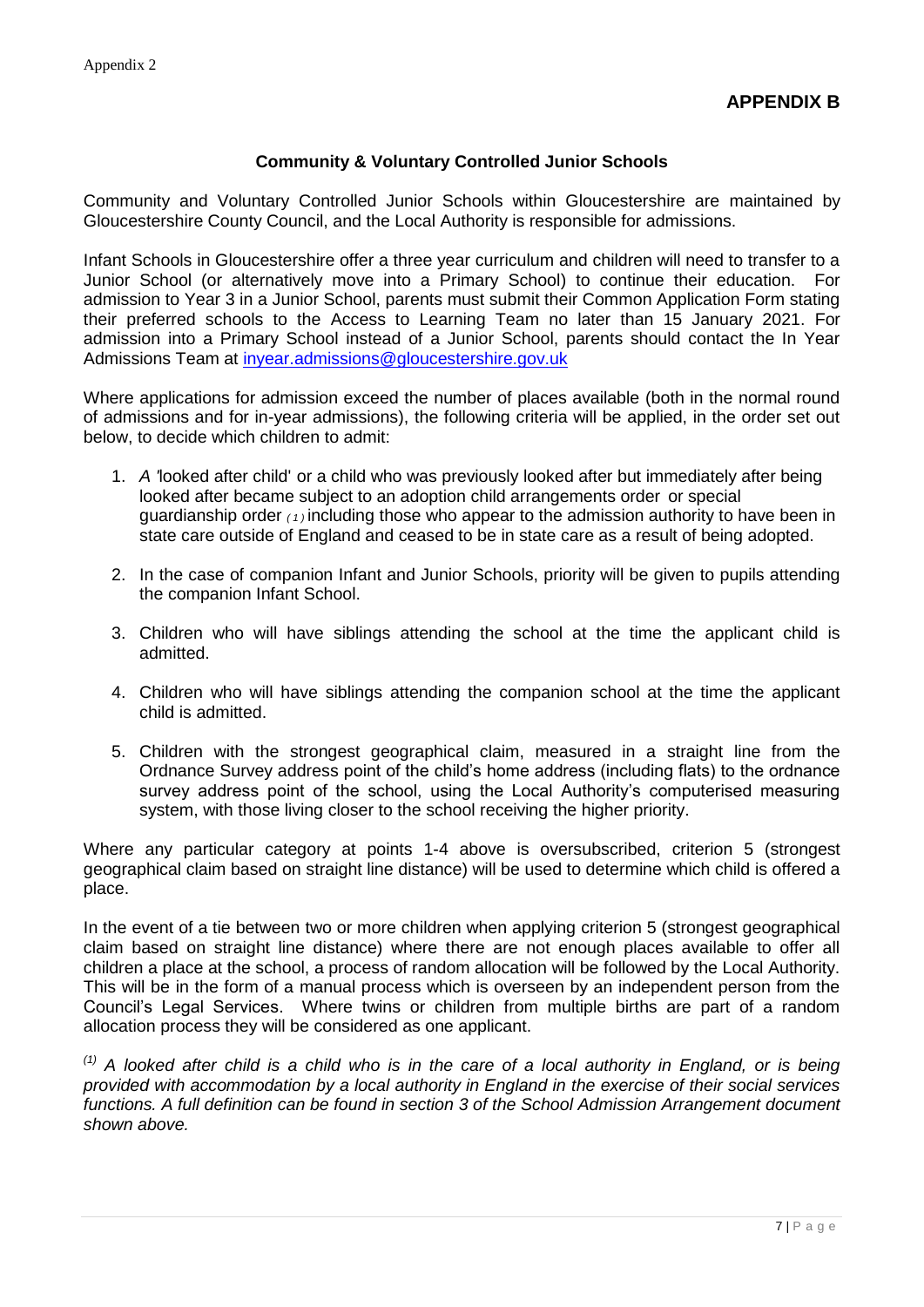Appendix 2

## APPENDIX B

### Community & Voluntary Controlled Junior Schools

Community and Voluntary Controlled Junior Schools within Gloucestershire are maintained by Gloucestershire County Council, and the Local Authority is responsible for admissions.

Infant Schools in Gloucestershire offer a three year curriculum and children will need to transfer to a Junior School (or alternatively move into a Primary School) to continue their education. For admission to Year 3 in a Junior School, parents must submit their Common Application Form stating their preferred schools to the Access to Learning Team no later than 15 January 2021. For admission into a Primary School instead of a Junior School, parents should contact the In Year Admissions Team at inyear.admissions@gloucestershire.gov.uk

Where applications for admission exceed the number of places available (both in the normal round of admissions and for in-year admissions), the following criteria will be applied, in the order set out below, to decide which children to admit:

1. *A* 'looked after child' or a child who was previously looked after but immediately after being looked after became subject to an adoption child arrangements order or special guardianship order [(1)] including those who appear to the admission authority to have been in state care outside of England and ceased to be in state care as a result of being adopted.

2. In the case of companion Infant and Junior Schools, priority will be given to pupils attending the companion Infant School.

3. Children who will have siblings attending the school at the time the applicant child is admitted.

4. Children who will have siblings attending the companion school at the time the applicant child is admitted.

5. Children with the strongest geographical claim, measured in a straight line from the Ordnance Survey address point of the child's home address (including flats) to the ordnance survey address point of the school, using the Local Authority's computerised measuring system, with those living closer to the school receiving the higher priority.

Where any particular category at points 1-4 above is oversubscribed, criterion 5 (strongest geographical claim based on straight line distance) will be used to determine which child is offered a place.

In the event of a tie between two or more children when applying criterion 5 (strongest geographical claim based on straight line distance) where there are not enough places available to offer all children a place at the school, a process of random allocation will be followed by the Local Authority. This will be in the form of a manual process which is overseen by an independent person from the Council's Legal Services. Where twins or children from multiple births are part of a random allocation process they will be considered as one applicant.

*[(1)] A looked after child is a child who is in the care of a local authority in England, or is being provided with accommodation by a local authority in England in the exercise of their social services functions. A full definition can be found in section 3 of the School Admission Arrangement document shown above.*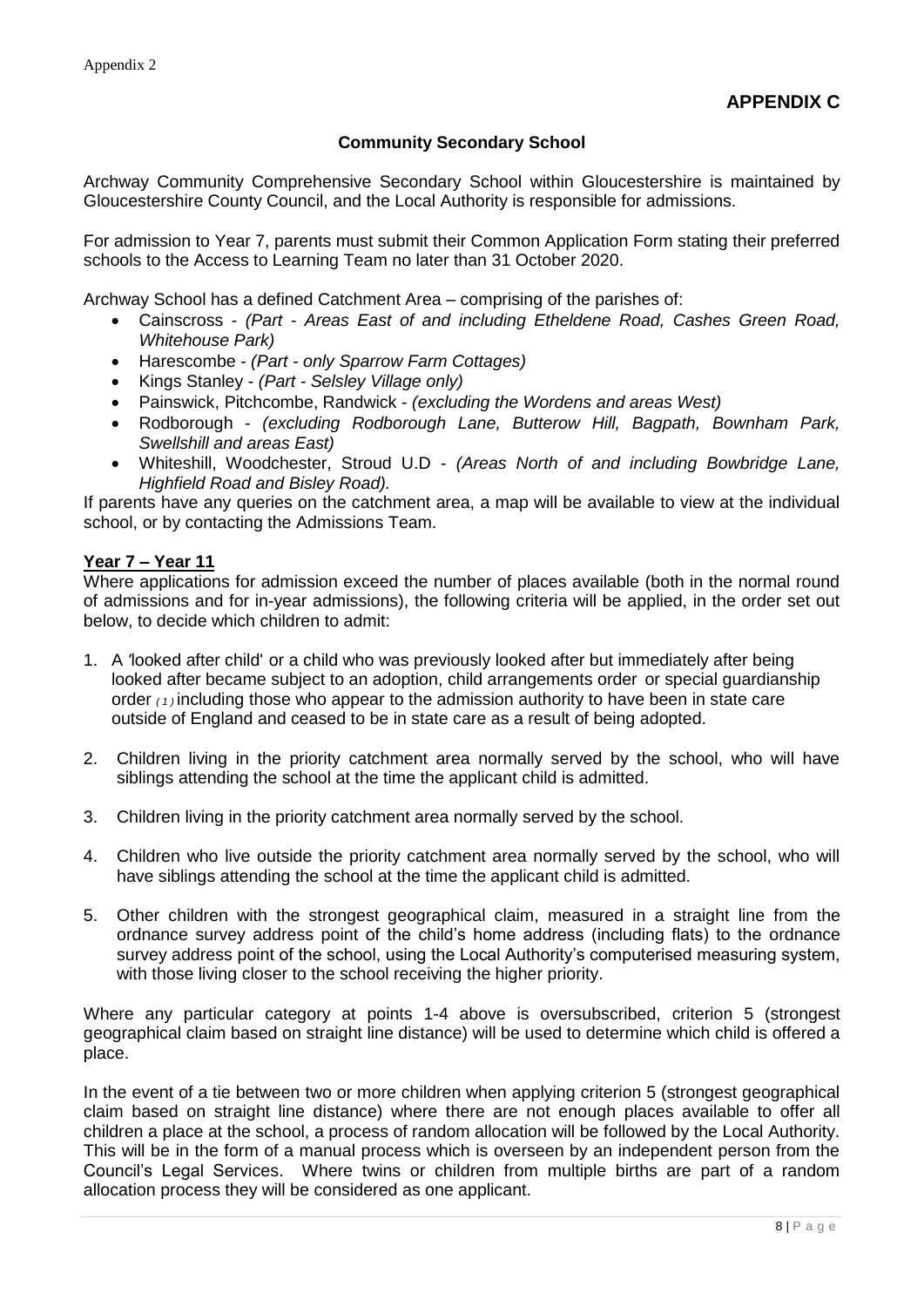Appendix 2

## APPENDIX C

### Community Secondary School

Archway Community Comprehensive Secondary School within Gloucestershire is maintained by Gloucestershire County Council, and the Local Authority is responsible for admissions.

For admission to Year 7, parents must submit their Common Application Form stating their preferred schools to the Access to Learning Team no later than 31 October 2020.

Archway School has a defined Catchment Area – comprising of the parishes of:

- Cainscross - *(Part - Areas East of and including Etheldene Road, Cashes Green Road, Whitehouse Park)*
- Harescombe - *(Part - only Sparrow Farm Cottages)*
- Kings Stanley - *(Part - Selsley Village only)*
- Painswick, Pitchcombe, Randwick - *(excluding the Wordens and areas West)*
- Rodborough - *(excluding Rodborough Lane, Butterow Hill, Bagpath, Bownham Park, Swellshill and areas East)*
- Whiteshill, Woodchester, Stroud U.D - *(Areas North of and including Bowbridge Lane, Highfield Road and Bisley Road).*

If parents have any queries on the catchment area, a map will be available to view at the individual school, or by contacting the Admissions Team.

**Year 7 – Year 11**

Where applications for admission exceed the number of places available (both in the normal round of admissions and for in-year admissions), the following criteria will be applied, in the order set out below, to decide which children to admit:

1. A 'looked after child' or a child who was previously looked after but immediately after being looked after became subject to an adoption, child arrangements order or special guardianship order *(1)* including those who appear to the admission authority to have been in state care outside of England and ceased to be in state care as a result of being adopted.

2. Children living in the priority catchment area normally served by the school, who will have siblings attending the school at the time the applicant child is admitted.

3. Children living in the priority catchment area normally served by the school.

4. Children who live outside the priority catchment area normally served by the school, who will have siblings attending the school at the time the applicant child is admitted.

5. Other children with the strongest geographical claim, measured in a straight line from the ordnance survey address point of the child's home address (including flats) to the ordnance survey address point of the school, using the Local Authority's computerised measuring system, with those living closer to the school receiving the higher priority.

Where any particular category at points 1-4 above is oversubscribed, criterion 5 (strongest geographical claim based on straight line distance) will be used to determine which child is offered a place.

In the event of a tie between two or more children when applying criterion 5 (strongest geographical claim based on straight line distance) where there are not enough places available to offer all children a place at the school, a process of random allocation will be followed by the Local Authority. This will be in the form of a manual process which is overseen by an independent person from the Council's Legal Services. Where twins or children from multiple births are part of a random allocation process they will be considered as one applicant.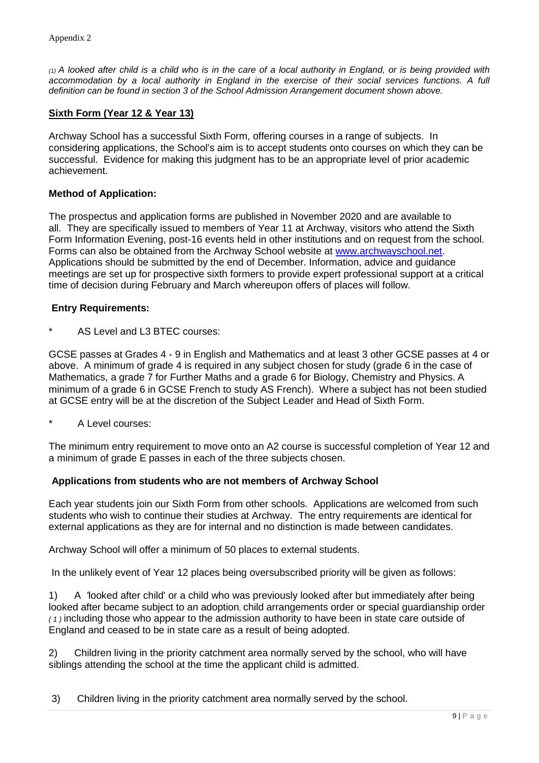Appendix 2

*(1) A looked after child is a child who is in the care of a local authority in England, or is being provided with accommodation by a local authority in England in the exercise of their social services functions. A full definition can be found in section 3 of the School Admission Arrangement document shown above.*

## Sixth Form (Year 12 & Year 13)

Archway School has a successful Sixth Form, offering courses in a range of subjects. In considering applications, the School's aim is to accept students onto courses on which they can be successful. Evidence for making this judgment has to be an appropriate level of prior academic achievement.

### Method of Application:

The prospectus and application forms are published in November 2020 and are available to all. They are specifically issued to members of Year 11 at Archway, visitors who attend the Sixth Form Information Evening, post-16 events held in other institutions and on request from the school. Forms can also be obtained from the Archway School website at [www.archwayschool.net](http://www.archwayschool.net). Applications should be submitted by the end of December. Information, advice and guidance meetings are set up for prospective sixth formers to provide expert professional support at a critical time of decision during February and March whereupon offers of places will follow.

### Entry Requirements:

\* AS Level and L3 BTEC courses:

GCSE passes at Grades 4 - 9 in English and Mathematics and at least 3 other GCSE passes at 4 or above. A minimum of grade 4 is required in any subject chosen for study (grade 6 in the case of Mathematics, a grade 7 for Further Maths and a grade 6 for Biology, Chemistry and Physics. A minimum of a grade 6 in GCSE French to study AS French). Where a subject has not been studied at GCSE entry will be at the discretion of the Subject Leader and Head of Sixth Form.

\* A Level courses:

The minimum entry requirement to move onto an A2 course is successful completion of Year 12 and a minimum of grade E passes in each of the three subjects chosen.

### Applications from students who are not members of Archway School

Each year students join our Sixth Form from other schools. Applications are welcomed from such students who wish to continue their studies at Archway. The entry requirements are identical for external applications as they are for internal and no distinction is made between candidates.

Archway School will offer a minimum of 50 places to external students.

In the unlikely event of Year 12 places being oversubscribed priority will be given as follows:

1) A 'looked after child' or a child who was previously looked after but immediately after being looked after became subject to an adoption, child arrangements order or special guardianship order *(1)* including those who appear to the admission authority to have been in state care outside of England and ceased to be in state care as a result of being adopted.

2) Children living in the priority catchment area normally served by the school, who will have siblings attending the school at the time the applicant child is admitted.

3) Children living in the priority catchment area normally served by the school.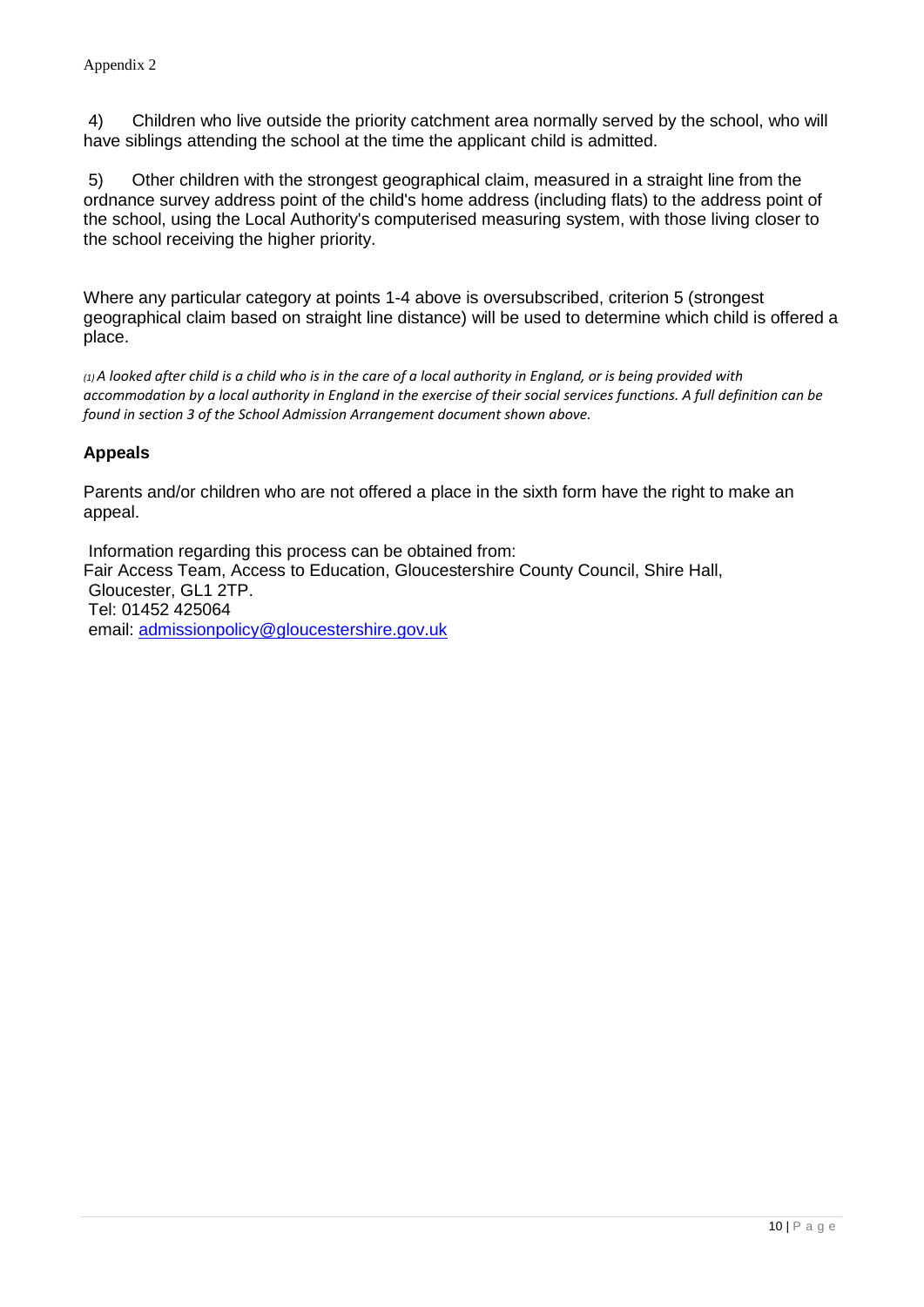4) Children who live outside the priority catchment area normally served by the school, who will have siblings attending the school at the time the applicant child is admitted.

5) Other children with the strongest geographical claim, measured in a straight line from the ordnance survey address point of the child's home address (including flats) to the address point of the school, using the Local Authority's computerised measuring system, with those living closer to the school receiving the higher priority.

Where any particular category at points 1-4 above is oversubscribed, criterion 5 (strongest geographical claim based on straight line distance) will be used to determine which child is offered a place.

*(1) A looked after child is a child who is in the care of a local authority in England, or is being provided with accommodation by a local authority in England in the exercise of their social services functions. A full definition can be found in section 3 of the School Admission Arrangement document shown above.*

### Appeals

Parents and/or children who are not offered a place in the sixth form have the right to make an appeal.

Information regarding this process can be obtained from:
Fair Access Team, Access to Education, Gloucestershire County Council, Shire Hall, Gloucester, GL1 2TP.
Tel: 01452 425064
email: admissionpolicy@gloucestershire.gov.uk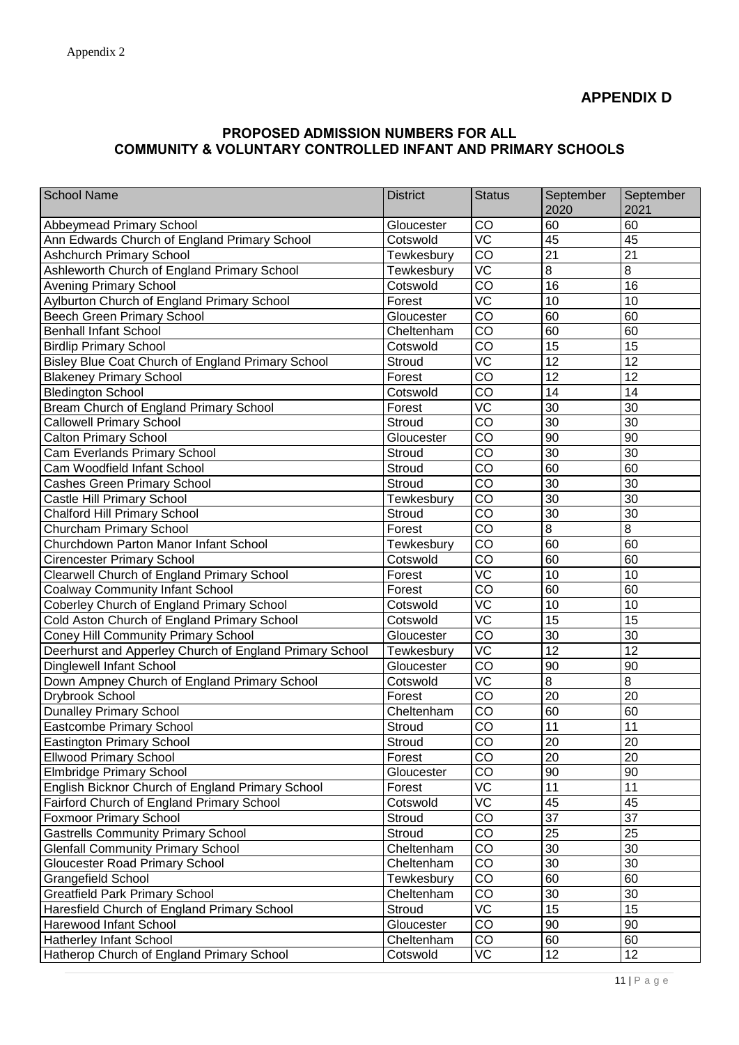Appendix 2

## APPENDIX D

### PROPOSED ADMISSION NUMBERS FOR ALL COMMUNITY & VOLUNTARY CONTROLLED INFANT AND PRIMARY SCHOOLS

| School Name | District | Status | September 2020 | September 2021 |
|---|---|---|---|---|
| Abbeymead Primary School | Gloucester | CO | 60 | 60 |
| Ann Edwards Church of England Primary School | Cotswold | VC | 45 | 45 |
| Ashchurch Primary School | Tewkesbury | CO | 21 | 21 |
| Ashleworth Church of England Primary School | Tewkesbury | VC | 8 | 8 |
| Avening Primary School | Cotswold | CO | 16 | 16 |
| Aylburton Church of England Primary School | Forest | VC | 10 | 10 |
| Beech Green Primary School | Gloucester | CO | 60 | 60 |
| Benhall Infant School | Cheltenham | CO | 60 | 60 |
| Birdlip Primary School | Cotswold | CO | 15 | 15 |
| Bisley Blue Coat Church of England Primary School | Stroud | VC | 12 | 12 |
| Blakeney Primary School | Forest | CO | 12 | 12 |
| Bledington School | Cotswold | CO | 14 | 14 |
| Bream Church of England Primary School | Forest | VC | 30 | 30 |
| Callowell Primary School | Stroud | CO | 30 | 30 |
| Calton Primary School | Gloucester | CO | 90 | 90 |
| Cam Everlands Primary School | Stroud | CO | 30 | 30 |
| Cam Woodfield Infant School | Stroud | CO | 60 | 60 |
| Cashes Green Primary School | Stroud | CO | 30 | 30 |
| Castle Hill Primary School | Tewkesbury | CO | 30 | 30 |
| Chalford Hill Primary School | Stroud | CO | 30 | 30 |
| Churcham Primary School | Forest | CO | 8 | 8 |
| Churchdown Parton Manor Infant School | Tewkesbury | CO | 60 | 60 |
| Cirencester Primary School | Cotswold | CO | 60 | 60 |
| Clearwell Church of England Primary School | Forest | VC | 10 | 10 |
| Coalway Community Infant School | Forest | CO | 60 | 60 |
| Coberley Church of England Primary School | Cotswold | VC | 10 | 10 |
| Cold Aston Church of England Primary School | Cotswold | VC | 15 | 15 |
| Coney Hill Community Primary School | Gloucester | CO | 30 | 30 |
| Deerhurst and Apperley Church of England Primary School | Tewkesbury | VC | 12 | 12 |
| Dinglewell Infant School | Gloucester | CO | 90 | 90 |
| Down Ampney Church of England Primary School | Cotswold | VC | 8 | 8 |
| Drybrook School | Forest | CO | 20 | 20 |
| Dunalley Primary School | Cheltenham | CO | 60 | 60 |
| Eastcombe Primary School | Stroud | CO | 11 | 11 |
| Eastington Primary School | Stroud | CO | 20 | 20 |
| Ellwood Primary School | Forest | CO | 20 | 20 |
| Elmbridge Primary School | Gloucester | CO | 90 | 90 |
| English Bicknor Church of England Primary School | Forest | VC | 11 | 11 |
| Fairford Church of England Primary School | Cotswold | VC | 45 | 45 |
| Foxmoor Primary School | Stroud | CO | 37 | 37 |
| Gastrells Community Primary School | Stroud | CO | 25 | 25 |
| Glenfall Community Primary School | Cheltenham | CO | 30 | 30 |
| Gloucester Road Primary School | Cheltenham | CO | 30 | 30 |
| Grangefield School | Tewkesbury | CO | 60 | 60 |
| Greatfield Park Primary School | Cheltenham | CO | 30 | 30 |
| Haresfield Church of England Primary School | Stroud | VC | 15 | 15 |
| Harewood Infant School | Gloucester | CO | 90 | 90 |
| Hatherley Infant School | Cheltenham | CO | 60 | 60 |
| Hatherop Church of England Primary School | Cotswold | VC | 12 | 12 |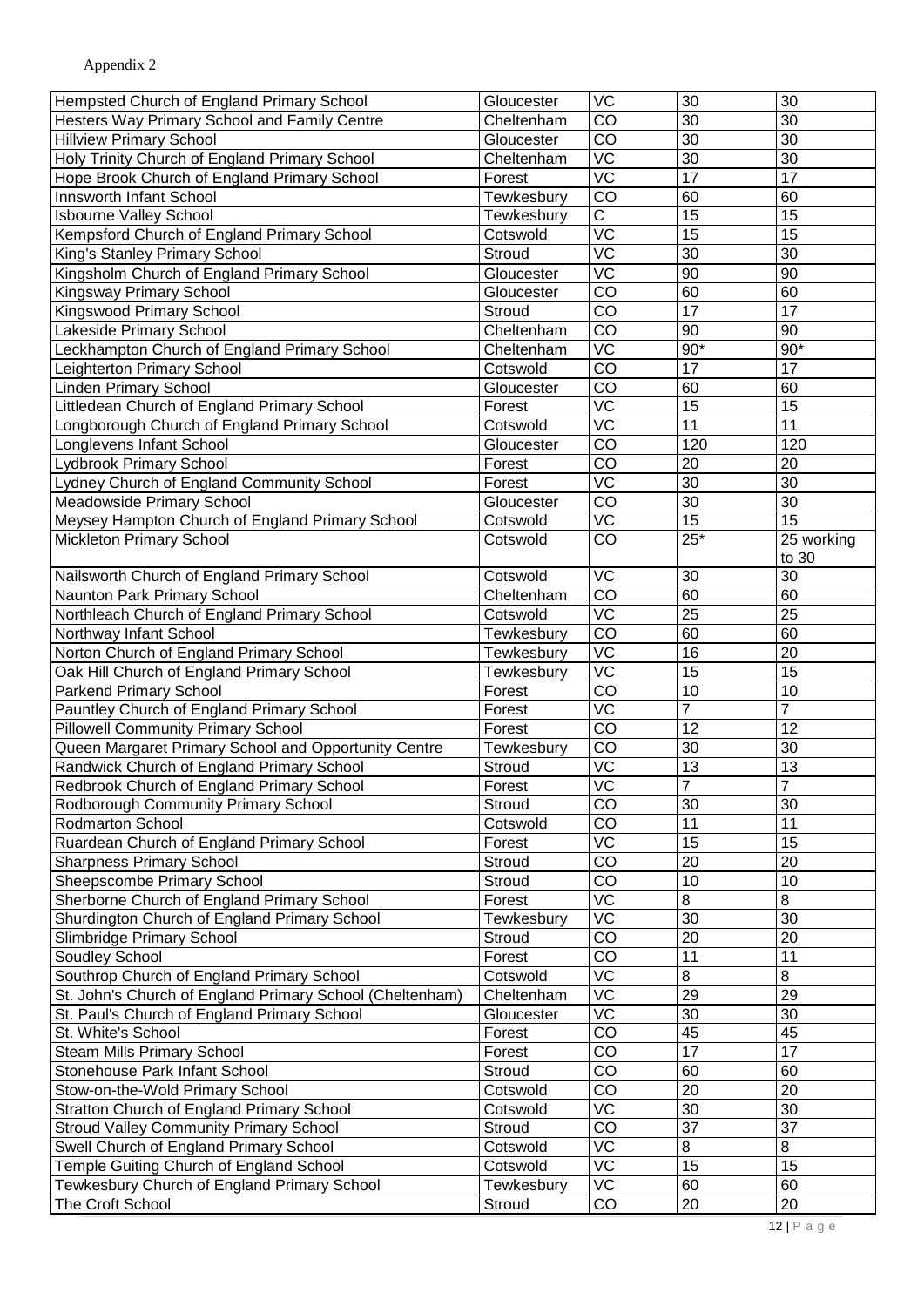Appendix 2

| | | | | |
|---|---|---|---|---|
| Hempsted Church of England Primary School | Gloucester | VC | 30 | 30 |
| Hesters Way Primary School and Family Centre | Cheltenham | CO | 30 | 30 |
| Hillview Primary School | Gloucester | CO | 30 | 30 |
| Holy Trinity Church of England Primary School | Cheltenham | VC | 30 | 30 |
| Hope Brook Church of England Primary School | Forest | VC | 17 | 17 |
| Innsworth Infant School | Tewkesbury | CO | 60 | 60 |
| Isbourne Valley School | Tewkesbury | C | 15 | 15 |
| Kempsford Church of England Primary School | Cotswold | VC | 15 | 15 |
| King's Stanley Primary School | Stroud | VC | 30 | 30 |
| Kingsholm Church of England Primary School | Gloucester | VC | 90 | 90 |
| Kingsway Primary School | Gloucester | CO | 60 | 60 |
| Kingswood Primary School | Stroud | CO | 17 | 17 |
| Lakeside Primary School | Cheltenham | CO | 90 | 90 |
| Leckhampton Church of England Primary School | Cheltenham | VC | 90* | 90* |
| Leighterton Primary School | Cotswold | CO | 17 | 17 |
| Linden Primary School | Gloucester | CO | 60 | 60 |
| Littledean Church of England Primary School | Forest | VC | 15 | 15 |
| Longborough Church of England Primary School | Cotswold | VC | 11 | 11 |
| Longlevens Infant School | Gloucester | CO | 120 | 120 |
| Lydbrook Primary School | Forest | CO | 20 | 20 |
| Lydney Church of England Community School | Forest | VC | 30 | 30 |
| Meadowside Primary School | Gloucester | CO | 30 | 30 |
| Meysey Hampton Church of England Primary School | Cotswold | VC | 15 | 15 |
| Mickleton Primary School | Cotswold | CO | 25* | 25 working to 30 |
| Nailsworth Church of England Primary School | Cotswold | VC | 30 | 30 |
| Naunton Park Primary School | Cheltenham | CO | 60 | 60 |
| Northleach Church of England Primary School | Cotswold | VC | 25 | 25 |
| Northway Infant School | Tewkesbury | CO | 60 | 60 |
| Norton Church of England Primary School | Tewkesbury | VC | 16 | 20 |
| Oak Hill Church of England Primary School | Tewkesbury | VC | 15 | 15 |
| Parkend Primary School | Forest | CO | 10 | 10 |
| Pauntley Church of England Primary School | Forest | VC | 7 | 7 |
| Pillowell Community Primary School | Forest | CO | 12 | 12 |
| Queen Margaret Primary School and Opportunity Centre | Tewkesbury | CO | 30 | 30 |
| Randwick Church of England Primary School | Stroud | VC | 13 | 13 |
| Redbrook Church of England Primary School | Forest | VC | 7 | 7 |
| Rodborough Community Primary School | Stroud | CO | 30 | 30 |
| Rodmarton School | Cotswold | CO | 11 | 11 |
| Ruardean Church of England Primary School | Forest | VC | 15 | 15 |
| Sharpness Primary School | Stroud | CO | 20 | 20 |
| Sheepscombe Primary School | Stroud | CO | 10 | 10 |
| Sherborne Church of England Primary School | Forest | VC | 8 | 8 |
| Shurdington Church of England Primary School | Tewkesbury | VC | 30 | 30 |
| Slimbridge Primary School | Stroud | CO | 20 | 20 |
| Soudley School | Forest | CO | 11 | 11 |
| Southrop Church of England Primary School | Cotswold | VC | 8 | 8 |
| St. John's Church of England Primary School (Cheltenham) | Cheltenham | VC | 29 | 29 |
| St. Paul's Church of England Primary School | Gloucester | VC | 30 | 30 |
| St. White's School | Forest | CO | 45 | 45 |
| Steam Mills Primary School | Forest | CO | 17 | 17 |
| Stonehouse Park Infant School | Stroud | CO | 60 | 60 |
| Stow-on-the-Wold Primary School | Cotswold | CO | 20 | 20 |
| Stratton Church of England Primary School | Cotswold | VC | 30 | 30 |
| Stroud Valley Community Primary School | Stroud | CO | 37 | 37 |
| Swell Church of England Primary School | Cotswold | VC | 8 | 8 |
| Temple Guiting Church of England School | Cotswold | VC | 15 | 15 |
| Tewkesbury Church of England Primary School | Tewkesbury | VC | 60 | 60 |
| The Croft School | Stroud | CO | 20 | 20 |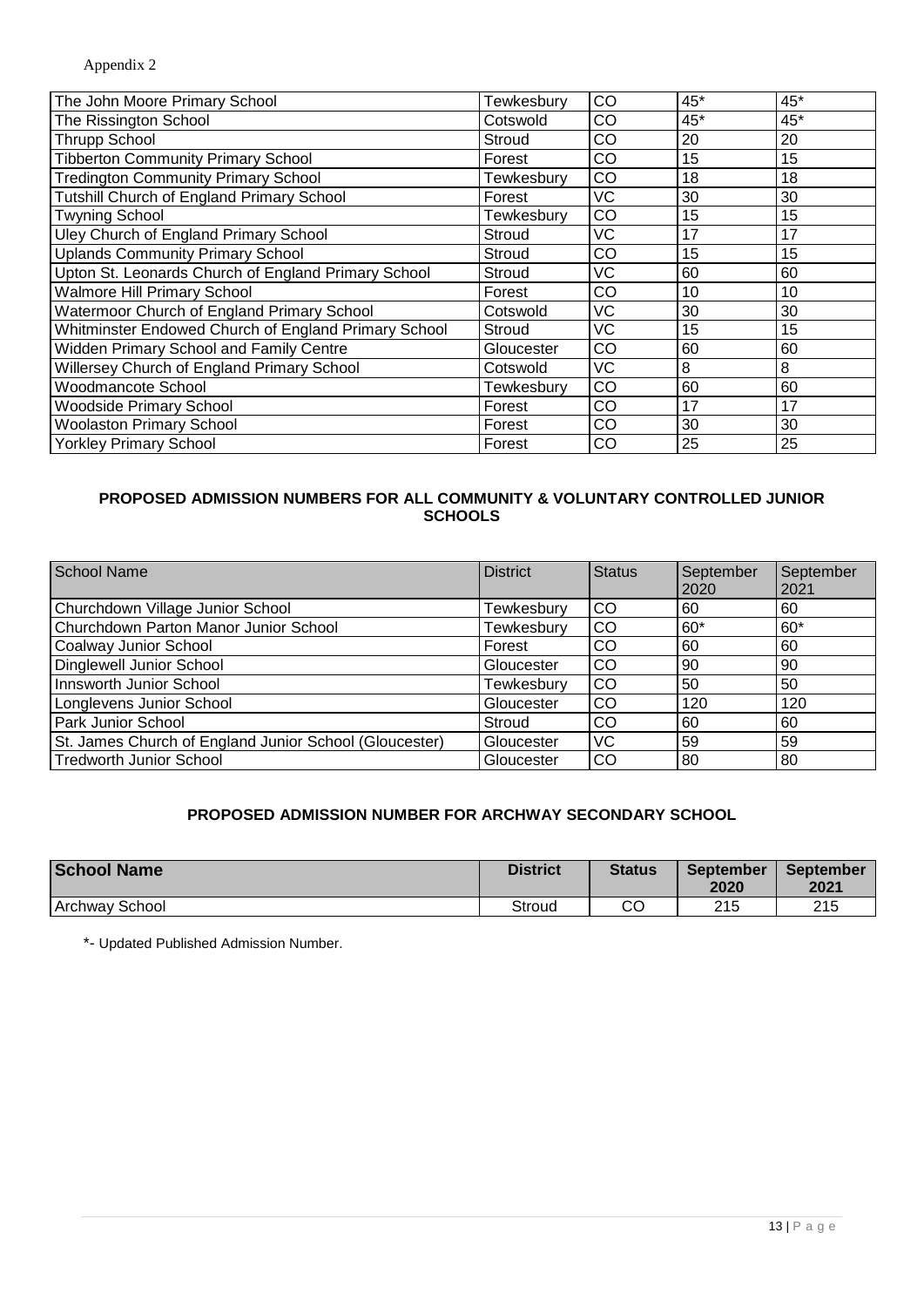Appendix 2

| | | | | |
|---|---|---|---|---|
| The John Moore Primary School | Tewkesbury | CO | 45* | 45* |
| The Rissington School | Cotswold | CO | 45* | 45* |
| Thrupp School | Stroud | CO | 20 | 20 |
| Tibberton Community Primary School | Forest | CO | 15 | 15 |
| Tredington Community Primary School | Tewkesbury | CO | 18 | 18 |
| Tutshill Church of England Primary School | Forest | VC | 30 | 30 |
| Twyning School | Tewkesbury | CO | 15 | 15 |
| Uley Church of England Primary School | Stroud | VC | 17 | 17 |
| Uplands Community Primary School | Stroud | CO | 15 | 15 |
| Upton St. Leonards Church of England Primary School | Stroud | VC | 60 | 60 |
| Walmore Hill Primary School | Forest | CO | 10 | 10 |
| Watermoor Church of England Primary School | Cotswold | VC | 30 | 30 |
| Whitminster Endowed Church of England Primary School | Stroud | VC | 15 | 15 |
| Widden Primary School and Family Centre | Gloucester | CO | 60 | 60 |
| Willersey Church of England Primary School | Cotswold | VC | 8 | 8 |
| Woodmancote School | Tewkesbury | CO | 60 | 60 |
| Woodside Primary School | Forest | CO | 17 | 17 |
| Woolaston Primary School | Forest | CO | 30 | 30 |
| Yorkley Primary School | Forest | CO | 25 | 25 |

**PROPOSED ADMISSION NUMBERS FOR ALL COMMUNITY & VOLUNTARY CONTROLLED JUNIOR SCHOOLS**

| School Name | District | Status | September 2020 | September 2021 |
|---|---|---|---|---|
| Churchdown Village Junior School | Tewkesbury | CO | 60 | 60 |
| Churchdown Parton Manor Junior School | Tewkesbury | CO | 60* | 60* |
| Coalway Junior School | Forest | CO | 60 | 60 |
| Dinglewell Junior School | Gloucester | CO | 90 | 90 |
| Innsworth Junior School | Tewkesbury | CO | 50 | 50 |
| Longlevens Junior School | Gloucester | CO | 120 | 120 |
| Park Junior School | Stroud | CO | 60 | 60 |
| St. James Church of England Junior School (Gloucester) | Gloucester | VC | 59 | 59 |
| Tredworth Junior School | Gloucester | CO | 80 | 80 |

**PROPOSED ADMISSION NUMBER FOR ARCHWAY SECONDARY SCHOOL**

| School Name | District | Status | September 2020 | September 2021 |
|---|---|---|---|---|
| Archway School | Stroud | CO | 215 | 215 |

*- Updated Published Admission Number.